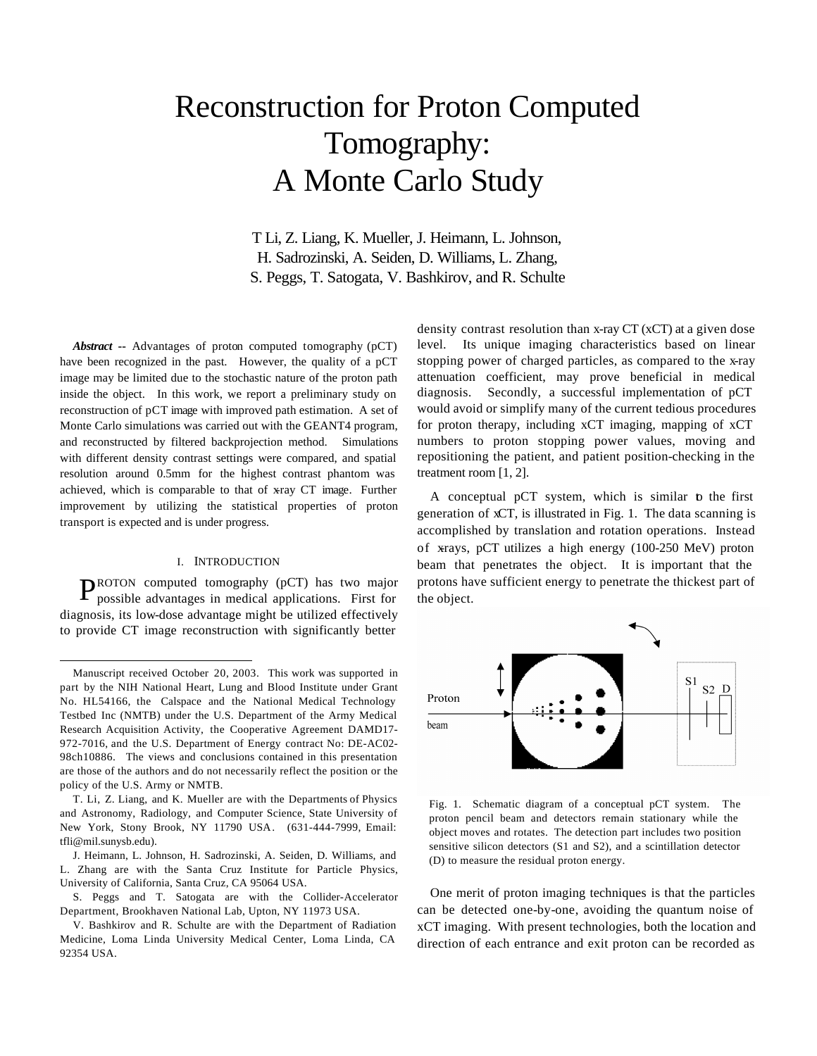# Reconstruction for Proton Computed Tomography: A Monte Carlo Study

T Li, Z. Liang, K. Mueller, J. Heimann, L. Johnson, H. Sadrozinski, A. Seiden, D. Williams, L. Zhang, S. Peggs, T. Satogata, V. Bashkirov, and R. Schulte

***Abstract*** -- Advantages of proton computed tomography (pCT) have been recognized in the past. However, the quality of a pCT image may be limited due to the stochastic nature of the proton path inside the object. In this work, we report a preliminary study on reconstruction of pCT image with improved path estimation. A set of Monte Carlo simulations was carried out with the GEANT4 program, and reconstructed by filtered backprojection method. Simulations with different density contrast settings were compared, and spatial resolution around 0.5mm for the highest contrast phantom was achieved, which is comparable to that of x-ray CT image. Further improvement by utilizing the statistical properties of proton transport is expected and is under progress.

## I. Introduction

PROTON computed tomography (pCT) has two major possible advantages in medical applications. First for diagnosis, its low-dose advantage might be utilized effectively to provide CT image reconstruction with significantly better density contrast resolution than x-ray CT (xCT) at a given dose level. Its unique imaging characteristics based on linear stopping power of charged particles, as compared to the x-ray attenuation coefficient, may prove beneficial in medical diagnosis. Secondly, a successful implementation of pCT would avoid or simplify many of the current tedious procedures for proton therapy, including xCT imaging, mapping of xCT numbers to proton stopping power values, moving and repositioning the patient, and patient position-checking in the treatment room [1, 2].

A conceptual pCT system, which is similar to the first generation of xCT, is illustrated in Fig. 1. The data scanning is accomplished by translation and rotation operations. Instead of x-rays, pCT utilizes a high energy (100-250 MeV) proton beam that penetrates the object. It is important that the protons have sufficient energy to penetrate the thickest part of the object.

Fig. 1. Schematic diagram of a conceptual pCT system. The proton pencil beam and detectors remain stationary while the object moves and rotates. The detection part includes two position sensitive silicon detectors (S1 and S2), and a scintillation detector (D) to measure the residual proton energy.

One merit of proton imaging techniques is that the particles can be detected one-by-one, avoiding the quantum noise of xCT imaging. With present technologies, both the location and direction of each entrance and exit proton can be recorded as

---

Manuscript received October 20, 2003. This work was supported in part by the NIH National Heart, Lung and Blood Institute under Grant No. HL54166, the Calspace and the National Medical Technology Testbed Inc (NMTB) under the U.S. Department of the Army Medical Research Acquisition Activity, the Cooperative Agreement DAMD17-972-7016, and the U.S. Department of Energy contract No: DE-AC02-98ch10886. The views and conclusions contained in this presentation are those of the authors and do not necessarily reflect the position or the policy of the U.S. Army or NMTB.

T. Li, Z. Liang, and K. Mueller are with the Departments of Physics and Astronomy, Radiology, and Computer Science, State University of New York, Stony Brook, NY 11790 USA. (631-444-7999, Email: tfli@mil.sunysb.edu).

J. Heimann, L. Johnson, H. Sadrozinski, A. Seiden, D. Williams, and L. Zhang are with the Santa Cruz Institute for Particle Physics, University of California, Santa Cruz, CA 95064 USA.

S. Peggs and T. Satogata are with the Collider-Accelerator Department, Brookhaven National Lab, Upton, NY 11973 USA.

V. Bashkirov and R. Schulte are with the Department of Radiation Medicine, Loma Linda University Medical Center, Loma Linda, CA 92354 USA.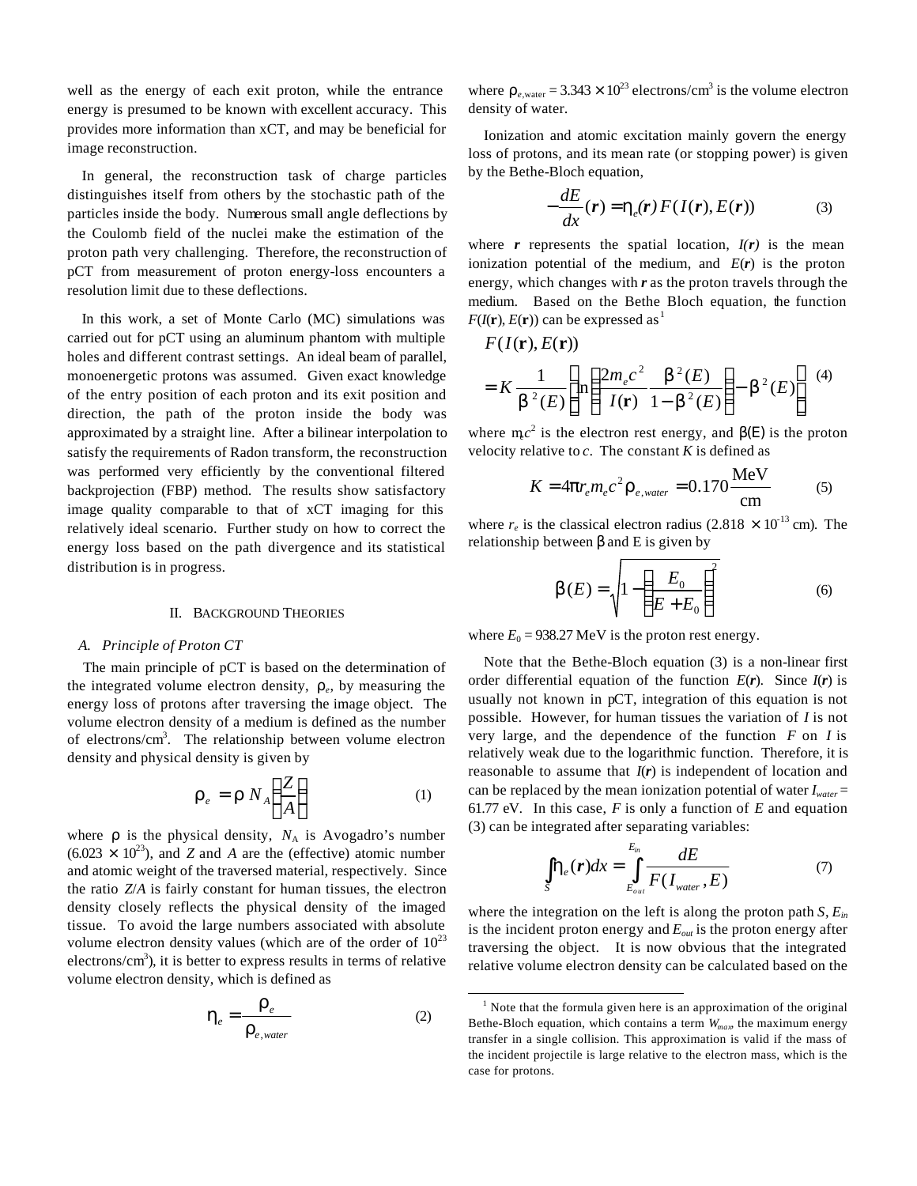well as the energy of each exit proton, while the entrance energy is presumed to be known with excellent accuracy. This provides more information than xCT, and may be beneficial for image reconstruction.

In general, the reconstruction task of charge particles distinguishes itself from others by the stochastic path of the particles inside the body. Numerous small angle deflections by the Coulomb field of the nuclei make the estimation of the proton path very challenging. Therefore, the reconstruction of pCT from measurement of proton energy-loss encounters a resolution limit due to these deflections.

In this work, a set of Monte Carlo (MC) simulations was carried out for pCT using an aluminum phantom with multiple holes and different contrast settings. An ideal beam of parallel, monoenergetic protons was assumed. Given exact knowledge of the entry position of each proton and its exit position and direction, the path of the proton inside the body was approximated by a straight line. After a bilinear interpolation to satisfy the requirements of Radon transform, the reconstruction was performed very efficiently by the conventional filtered backprojection (FBP) method. The results show satisfactory image quality comparable to that of xCT imaging for this relatively ideal scenario. Further study on how to correct the energy loss based on the path divergence and its statistical distribution is in progress.

## II. Background Theories

### A. Principle of Proton CT

The main principle of pCT is based on the determination of the integrated volume electron density, $\rho_e$, by measuring the energy loss of protons after traversing the image object. The volume electron density of a medium is defined as the number of electrons/cm$^3$. The relationship between volume electron density and physical density is given by

$$\rho_e = \rho\, N_A \left(\frac{Z}{A}\right) \tag{1}$$

where $\rho$ is the physical density, $N_A$ is Avogadro's number ($6.023 \times 10^{23}$), and $Z$ and $A$ are the (effective) atomic number and atomic weight of the traversed material, respectively. Since the ratio $Z/A$ is fairly constant for human tissues, the electron density closely reflects the physical density of the imaged tissue. To avoid the large numbers associated with absolute volume electron density values (which are of the order of $10^{23}$ electrons/cm$^3$), it is better to express results in terms of relative volume electron density, which is defined as

$$\eta_e = \frac{\rho_e}{\rho_{e,water}} \tag{2}$$

where $\rho_{e,\text{water}} = 3.343 \times 10^{23}$ electrons/cm$^3$ is the volume electron density of water.

Ionization and atomic excitation mainly govern the energy loss of protons, and its mean rate (or stopping power) is given by the Bethe-Bloch equation,

$$-\frac{dE}{dx}(\boldsymbol{r}) = \eta_e(\boldsymbol{r})\, F(I(\boldsymbol{r}), E(\boldsymbol{r})) \tag{3}$$

where $\boldsymbol{r}$ represents the spatial location, $I(\boldsymbol{r})$ is the mean ionization potential of the medium, and $E(\mathbf{r})$ is the proton energy, which changes with $\boldsymbol{r}$ as the proton travels through the medium. Based on the Bethe Bloch equation, the function $F(I(\mathbf{r}), E(\mathbf{r}))$ can be expressed as[1]

$$\begin{aligned} &F(I(\mathbf{r}), E(\mathbf{r})) \\ &= K\frac{1}{\beta^2(E)}\left[\ln\left(\frac{2m_ec^2}{I(\mathbf{r})}\frac{\beta^2(E)}{1-\beta^2(E)}\right) - \beta^2(E)\right] \end{aligned} \tag{4}$$

where $m_ec^2$ is the electron rest energy, and $\beta(E)$ is the proton velocity relative to $c$. The constant $K$ is defined as

$$K = 4\pi r_e m_e c^2 \rho_{e,water} = 0.170\,\frac{\text{MeV}}{\text{cm}} \tag{5}$$

where $r_e$ is the classical electron radius ($2.818 \times 10^{-13}$ cm). The relationship between $\beta$ and E is given by

$$\beta(E) = \sqrt{1 - \left(\frac{E_0}{E + E_0}\right)^2} \tag{6}$$

where $E_0 = 938.27$ MeV is the proton rest energy.

Note that the Bethe-Bloch equation (3) is a non-linear first order differential equation of the function $E(\mathbf{r})$. Since $I(\boldsymbol{r})$ is usually not known in pCT, integration of this equation is not possible. However, for human tissues the variation of $I$ is not very large, and the dependence of the function $F$ on $I$ is relatively weak due to the logarithmic function. Therefore, it is reasonable to assume that $I(\boldsymbol{r})$ is independent of location and can be replaced by the mean ionization potential of water $I_{water} = 61.77$ eV. In this case, $F$ is only a function of $E$ and equation (3) can be integrated after separating variables:

$$\int_S \eta_e(\boldsymbol{r})dx = \int_{E_{out}}^{E_{in}} \frac{dE}{F(I_{water}, E)} \tag{7}$$

where the integration on the left is along the proton path $S$, $E_{in}$ is the incident proton energy and $E_{out}$ is the proton energy after traversing the object. It is now obvious that the integrated relative volume electron density can be calculated based on the

---

[1] Note that the formula given here is an approximation of the original Bethe-Bloch equation, which contains a term $W_{max}$, the maximum energy transfer in a single collision. This approximation is valid if the mass of the incident projectile is large relative to the electron mass, which is the case for protons.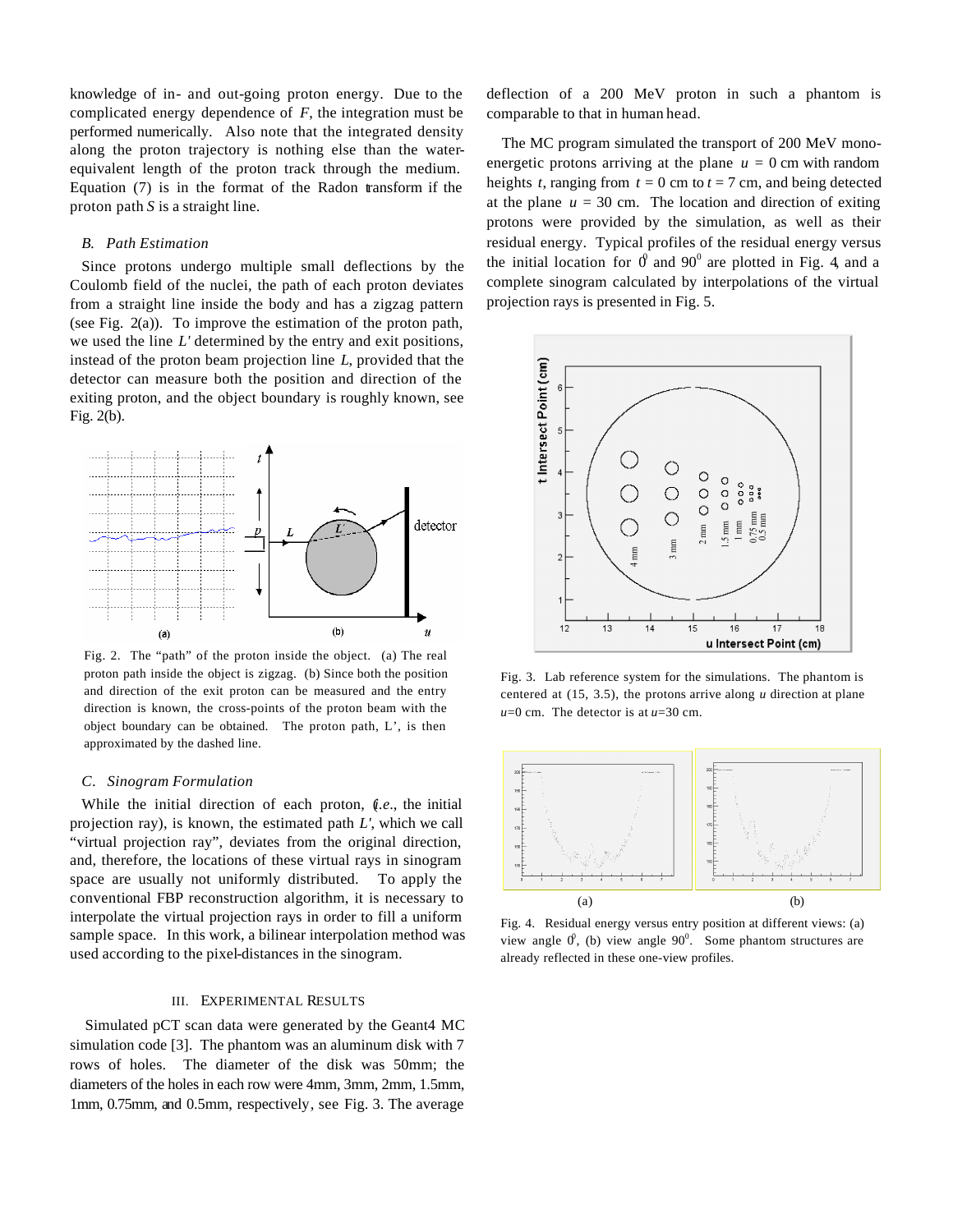knowledge of in- and out-going proton energy. Due to the complicated energy dependence of $F$, the integration must be performed numerically. Also note that the integrated density along the proton trajectory is nothing else than the water-equivalent length of the proton track through the medium. Equation (7) is in the format of the Radon transform if the proton path $S$ is a straight line.

### B. Path Estimation

Since protons undergo multiple small deflections by the Coulomb field of the nuclei, the path of each proton deviates from a straight line inside the body and has a zigzag pattern (see Fig. 2(a)). To improve the estimation of the proton path, we used the line $L'$ determined by the entry and exit positions, instead of the proton beam projection line $L$, provided that the detector can measure both the position and direction of the exiting proton, and the object boundary is roughly known, see Fig. 2(b).

Fig. 2. The "path" of the proton inside the object. (a) The real proton path inside the object is zigzag. (b) Since both the position and direction of the exit proton can be measured and the entry direction is known, the cross-points of the proton beam with the object boundary can be obtained. The proton path, L', is then approximated by the dashed line.

### C. Sinogram Formulation

While the initial direction of each proton, (*i.e.*, the initial projection ray), is known, the estimated path $L'$, which we call "virtual projection ray", deviates from the original direction, and, therefore, the locations of these virtual rays in sinogram space are usually not uniformly distributed. To apply the conventional FBP reconstruction algorithm, it is necessary to interpolate the virtual projection rays in order to fill a uniform sample space. In this work, a bilinear interpolation method was used according to the pixel-distances in the sinogram.

## III. Experimental Results

Simulated pCT scan data were generated by the Geant4 MC simulation code [3]. The phantom was an aluminum disk with 7 rows of holes. The diameter of the disk was 50mm; the diameters of the holes in each row were 4mm, 3mm, 2mm, 1.5mm, 1mm, 0.75mm, and 0.5mm, respectively, see Fig. 3. The average deflection of a 200 MeV proton in such a phantom is comparable to that in human head.

The MC program simulated the transport of 200 MeV mono-energetic protons arriving at the plane $u = 0$ cm with random heights $t$, ranging from $t = 0$ cm to $t = 7$ cm, and being detected at the plane $u = 30$ cm. The location and direction of exiting protons were provided by the simulation, as well as their residual energy. Typical profiles of the residual energy versus the initial location for $0^0$ and $90^0$ are plotted in Fig. 4, and a complete sinogram calculated by interpolations of the virtual projection rays is presented in Fig. 5.

Fig. 3. Lab reference system for the simulations. The phantom is centered at (15, 3.5), the protons arrive along $u$ direction at plane $u$=0 cm. The detector is at $u$=30 cm.

Fig. 4. Residual energy versus entry position at different views: (a) view angle $0^0$, (b) view angle $90^0$. Some phantom structures are already reflected in these one-view profiles.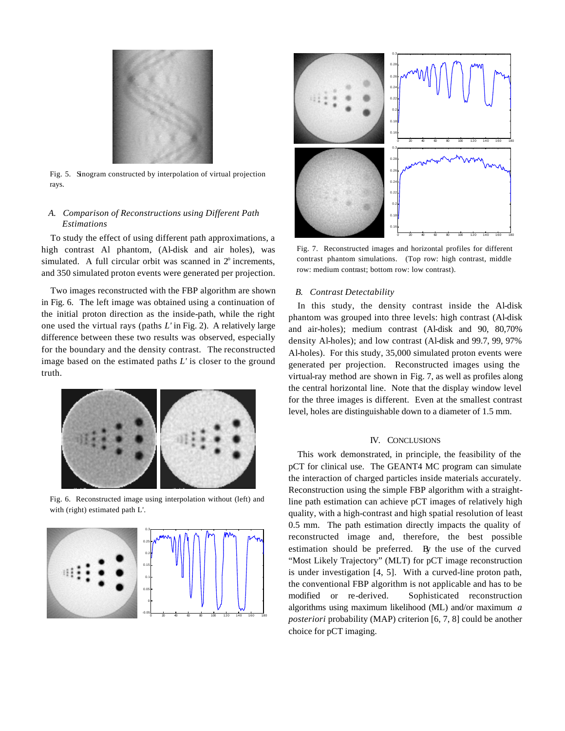Fig. 5. Sinogram constructed by interpolation of virtual projection rays.

### A. Comparison of Reconstructions using Different Path Estimations

To study the effect of using different path approximations, a high contrast Al phantom, (Al-disk and air holes), was simulated. A full circular orbit was scanned in $2^o$ increments, and 350 simulated proton events were generated per projection.

Two images reconstructed with the FBP algorithm are shown in Fig. 6. The left image was obtained using a continuation of the initial proton direction as the inside-path, while the right one used the virtual rays (paths *L'* in Fig. 2). A relatively large difference between these two results was observed, especially for the boundary and the density contrast. The reconstructed image based on the estimated paths *L'* is closer to the ground truth.

Fig. 6. Reconstructed image using interpolation without (left) and with (right) estimated path L'.

Fig. 7. Reconstructed images and horizontal profiles for different contrast phantom simulations. (Top row: high contrast, middle row: medium contrast; bottom row: low contrast).

### B. Contrast Detectability

In this study, the density contrast inside the Al-disk phantom was grouped into three levels: high contrast (Al-disk and air-holes); medium contrast (Al-disk and 90, 80,70% density Al-holes); and low contrast (Al-disk and 99.7, 99, 97% Al-holes). For this study, 35,000 simulated proton events were generated per projection. Reconstructed images using the virtual-ray method are shown in Fig. 7, as well as profiles along the central horizontal line. Note that the display window level for the three images is different. Even at the smallest contrast level, holes are distinguishable down to a diameter of 1.5 mm.

## IV. Conclusions

This work demonstrated, in principle, the feasibility of the pCT for clinical use. The GEANT4 MC program can simulate the interaction of charged particles inside materials accurately. Reconstruction using the simple FBP algorithm with a straight-line path estimation can achieve pCT images of relatively high quality, with a high-contrast and high spatial resolution of least 0.5 mm. The path estimation directly impacts the quality of reconstructed image and, therefore, the best possible estimation should be preferred. By the use of the curved "Most Likely Trajectory" (MLT) for pCT image reconstruction is under investigation [4, 5]. With a curved-line proton path, the conventional FBP algorithm is not applicable and has to be modified or re-derived. Sophisticated reconstruction algorithms using maximum likelihood (ML) and/or maximum *a posteriori* probability (MAP) criterion [6, 7, 8] could be another choice for pCT imaging.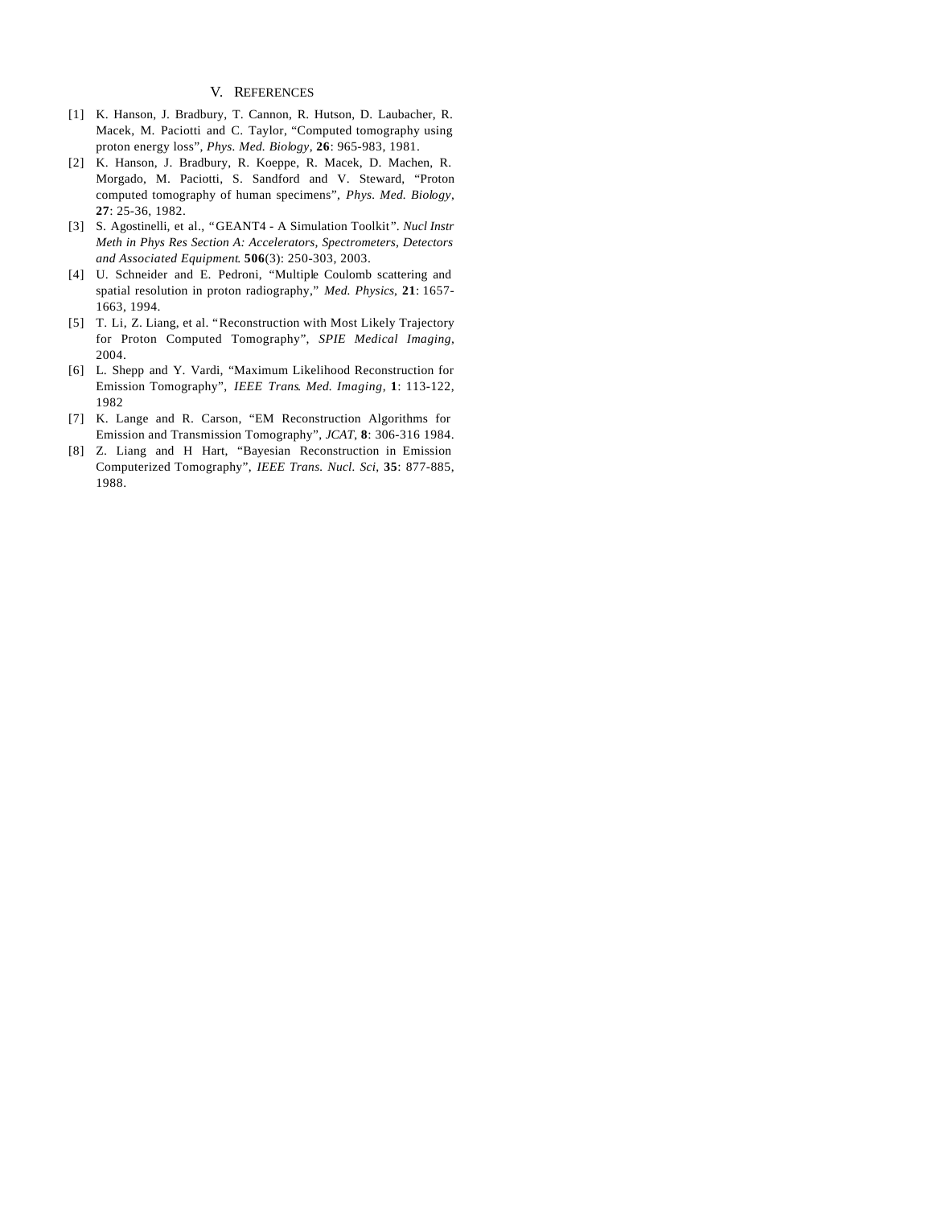## V. References

[1] K. Hanson, J. Bradbury, T. Cannon, R. Hutson, D. Laubacher, R. Macek, M. Paciotti and C. Taylor, "Computed tomography using proton energy loss", *Phys. Med. Biology*, **26**: 965-983, 1981.

[2] K. Hanson, J. Bradbury, R. Koeppe, R. Macek, D. Machen, R. Morgado, M. Paciotti, S. Sandford and V. Steward, "Proton computed tomography of human specimens", *Phys. Med. Biology*, **27**: 25-36, 1982.

[3] S. Agostinelli, et al., "GEANT4 - A Simulation Toolkit". *Nucl Instr Meth in Phys Res Section A: Accelerators, Spectrometers, Detectors and Associated Equipment*. **506**(3): 250-303, 2003.

[4] U. Schneider and E. Pedroni, "Multiple Coulomb scattering and spatial resolution in proton radiography," *Med. Physics*, **21**: 1657-1663, 1994.

[5] T. Li, Z. Liang, et al. "Reconstruction with Most Likely Trajectory for Proton Computed Tomography", *SPIE Medical Imaging*, 2004.

[6] L. Shepp and Y. Vardi, "Maximum Likelihood Reconstruction for Emission Tomography", *IEEE Trans. Med. Imaging*, **1**: 113-122, 1982

[7] K. Lange and R. Carson, "EM Reconstruction Algorithms for Emission and Transmission Tomography", *JCAT*, **8**: 306-316 1984.

[8] Z. Liang and H Hart, "Bayesian Reconstruction in Emission Computerized Tomography", *IEEE Trans. Nucl. Sci*, **35**: 877-885, 1988.